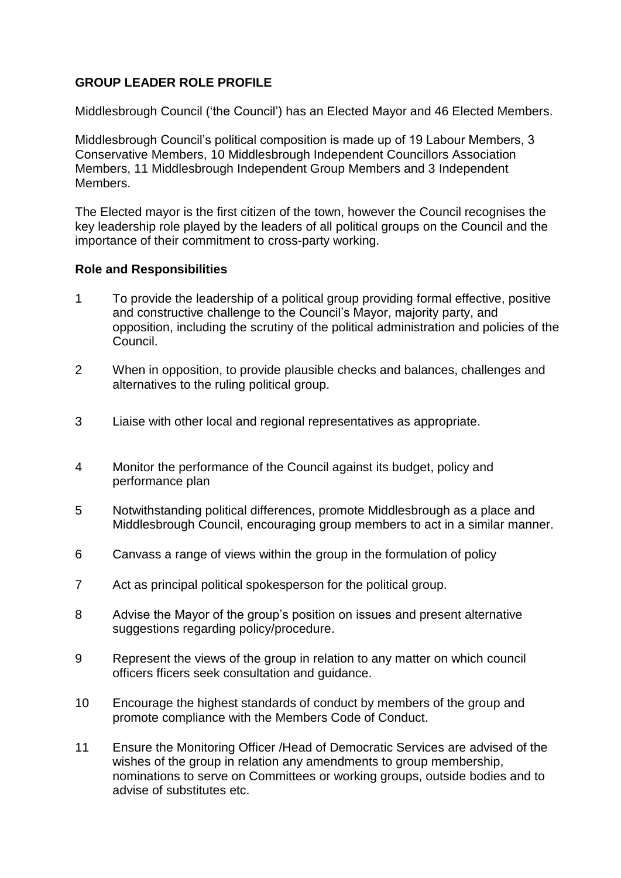**GROUP LEADER ROLE PROFILE**

Middlesbrough Council ('the Council') has an Elected Mayor and 46 Elected Members.

Middlesbrough Council's political composition is made up of 19 Labour Members, 3 Conservative Members, 10 Middlesbrough Independent Councillors Association Members, 11 Middlesbrough Independent Group Members and 3 Independent Members.

The Elected mayor is the first citizen of the town, however the Council recognises the key leadership role played by the leaders of all political groups on the Council and the importance of their commitment to cross-party working.

**Role and Responsibilities**

1. To provide the leadership of a political group providing formal effective, positive and constructive challenge to the Council's Mayor, majority party, and opposition, including the scrutiny of the political administration and policies of the Council.

2. When in opposition, to provide plausible checks and balances, challenges and alternatives to the ruling political group.

3. Liaise with other local and regional representatives as appropriate.

4. Monitor the performance of the Council against its budget, policy and performance plan

5. Notwithstanding political differences, promote Middlesbrough as a place and Middlesbrough Council, encouraging group members to act in a similar manner.

6. Canvass a range of views within the group in the formulation of policy

7. Act as principal political spokesperson for the political group.

8. Advise the Mayor of the group's position on issues and present alternative suggestions regarding policy/procedure.

9. Represent the views of the group in relation to any matter on which council officers fficers seek consultation and guidance.

10. Encourage the highest standards of conduct by members of the group and promote compliance with the Members Code of Conduct.

11. Ensure the Monitoring Officer /Head of Democratic Services are advised of the wishes of the group in relation any amendments to group membership, nominations to serve on Committees or working groups, outside bodies and to advise of substitutes etc.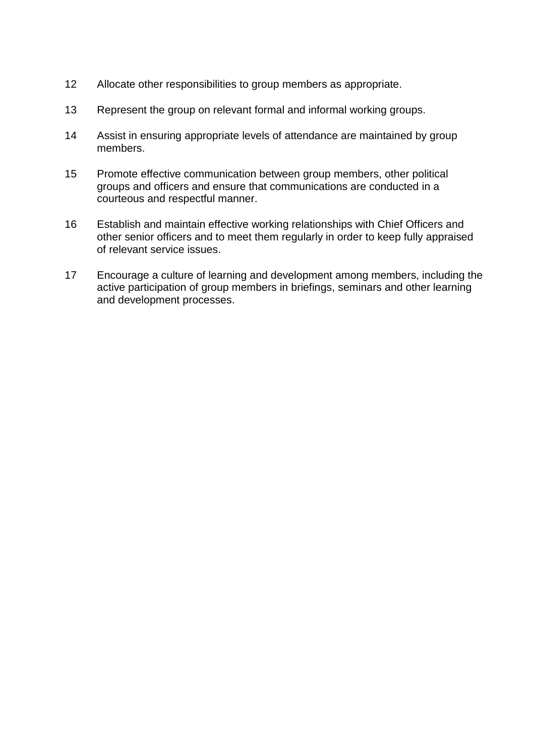12 Allocate other responsibilities to group members as appropriate.

13 Represent the group on relevant formal and informal working groups.

14 Assist in ensuring appropriate levels of attendance are maintained by group members.

15 Promote effective communication between group members, other political groups and officers and ensure that communications are conducted in a courteous and respectful manner.

16 Establish and maintain effective working relationships with Chief Officers and other senior officers and to meet them regularly in order to keep fully appraised of relevant service issues.

17 Encourage a culture of learning and development among members, including the active participation of group members in briefings, seminars and other learning and development processes.